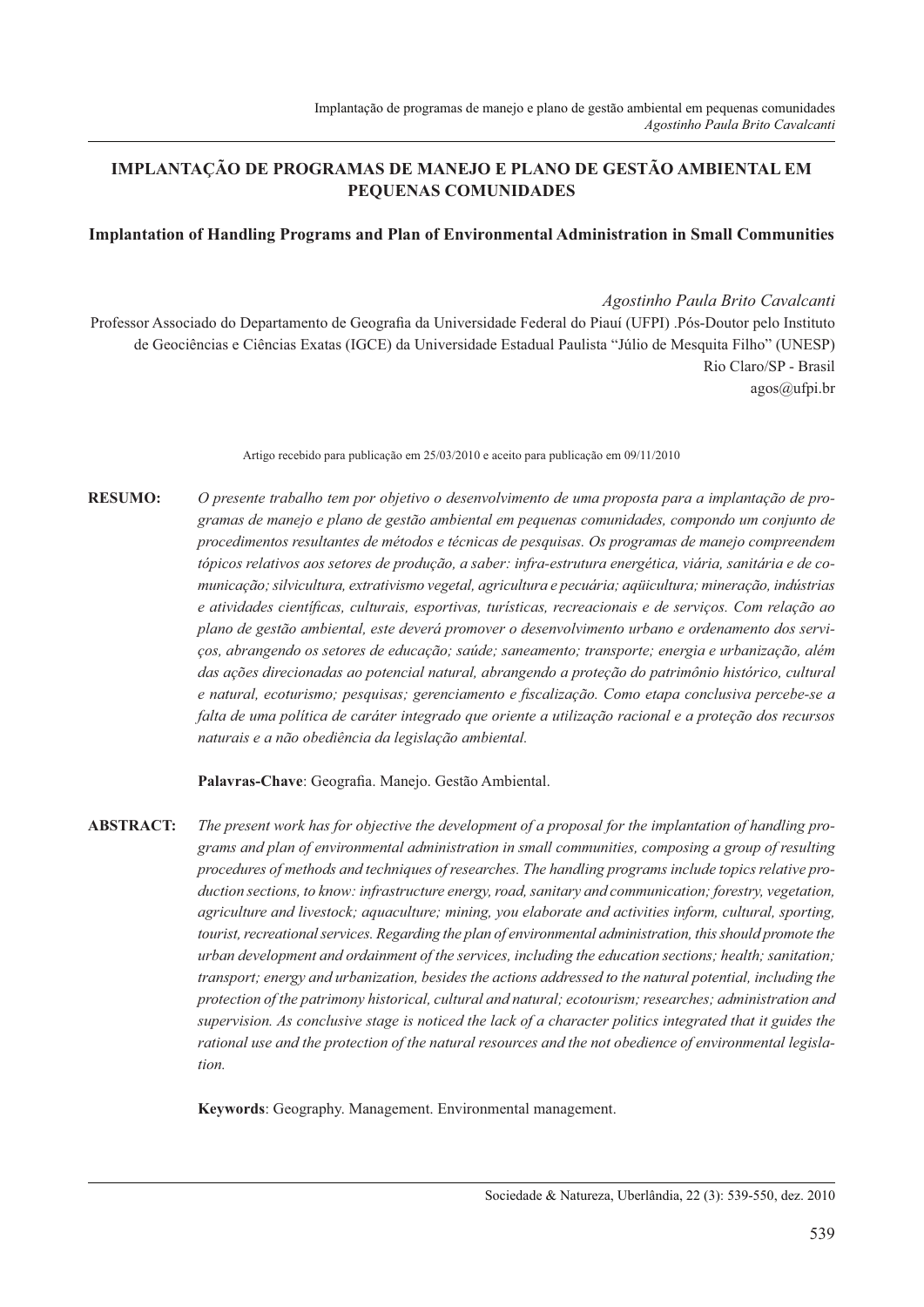# IMPLANTAÇÃO DE PROGRAMAS DE MANEJO E PLANO DE GESTÃO AMBIENTAL EM PEQUENAS COMUNIDADES

## Implantation of Handling Programs and Plan of Environmental Administration in Small Communities

*Agostinho Paula Brito Cavalcanti*

Professor Associado do Departamento de Geografia da Universidade Federal do Piauí (UFPI) .Pós-Doutor pelo Instituto de Geociências e Ciências Exatas (IGCE) da Universidade Estadual Paulista "Júlio de Mesquita Filho" (UNESP) Rio Claro/SP - Brasil
agos@ufpi.br

Artigo recebido para publicação em 25/03/2010 e aceito para publicação em 09/11/2010

**RESUMO:** *O presente trabalho tem por objetivo o desenvolvimento de uma proposta para a implantação de programas de manejo e plano de gestão ambiental em pequenas comunidades, compondo um conjunto de procedimentos resultantes de métodos e técnicas de pesquisas. Os programas de manejo compreendem tópicos relativos aos setores de produção, a saber: infra-estrutura energética, viária, sanitária e de comunicação; silvicultura, extrativismo vegetal, agricultura e pecuária; aqüicultura; mineração, indústrias e atividades científicas, culturais, esportivas, turísticas, recreacionais e de serviços. Com relação ao plano de gestão ambiental, este deverá promover o desenvolvimento urbano e ordenamento dos serviços, abrangendo os setores de educação; saúde; saneamento; transporte; energia e urbanização, além das ações direcionadas ao potencial natural, abrangendo a proteção do patrimônio histórico, cultural e natural, ecoturismo; pesquisas; gerenciamento e fiscalização. Como etapa conclusiva percebe-se a falta de uma política de caráter integrado que oriente a utilização racional e a proteção dos recursos naturais e a não obediência da legislação ambiental.*

**Palavras-Chave**: Geografia. Manejo. Gestão Ambiental.

**ABSTRACT:** *The present work has for objective the development of a proposal for the implantation of handling programs and plan of environmental administration in small communities, composing a group of resulting procedures of methods and techniques of researches. The handling programs include topics relative production sections, to know: infrastructure energy, road, sanitary and communication; forestry, vegetation, agriculture and livestock; aquaculture; mining, you elaborate and activities inform, cultural, sporting, tourist, recreational services. Regarding the plan of environmental administration, this should promote the urban development and ordainment of the services, including the education sections; health; sanitation; transport; energy and urbanization, besides the actions addressed to the natural potential, including the protection of the patrimony historical, cultural and natural; ecotourism; researches; administration and supervision. As conclusive stage is noticed the lack of a character politics integrated that it guides the rational use and the protection of the natural resources and the not obedience of environmental legislation.*

**Keywords**: Geography. Management. Environmental management.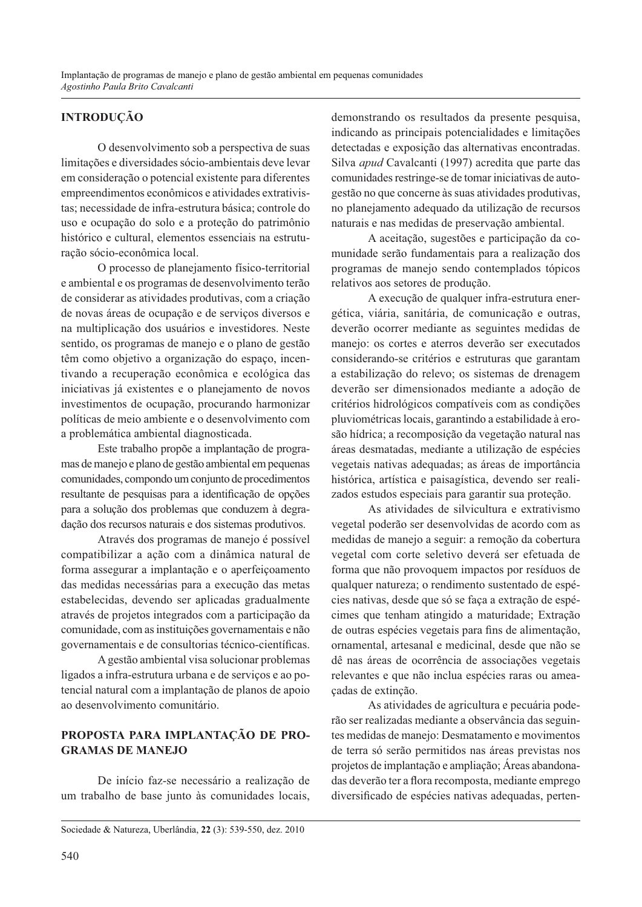## INTRODUÇÃO

O desenvolvimento sob a perspectiva de suas limitações e diversidades sócio-ambientais deve levar em consideração o potencial existente para diferentes empreendimentos econômicos e atividades extrativistas; necessidade de infra-estrutura básica; controle do uso e ocupação do solo e a proteção do patrimônio histórico e cultural, elementos essenciais na estruturação sócio-econômica local.

O processo de planejamento físico-territorial e ambiental e os programas de desenvolvimento terão de considerar as atividades produtivas, com a criação de novas áreas de ocupação e de serviços diversos e na multiplicação dos usuários e investidores. Neste sentido, os programas de manejo e o plano de gestão têm como objetivo a organização do espaço, incentivando a recuperação econômica e ecológica das iniciativas já existentes e o planejamento de novos investimentos de ocupação, procurando harmonizar políticas de meio ambiente e o desenvolvimento com a problemática ambiental diagnosticada.

Este trabalho propõe a implantação de programas de manejo e plano de gestão ambiental em pequenas comunidades, compondo um conjunto de procedimentos resultante de pesquisas para a identificação de opções para a solução dos problemas que conduzem à degradação dos recursos naturais e dos sistemas produtivos.

Através dos programas de manejo é possível compatibilizar a ação com a dinâmica natural de forma assegurar a implantação e o aperfeiçoamento das medidas necessárias para a execução das metas estabelecidas, devendo ser aplicadas gradualmente através de projetos integrados com a participação da comunidade, com as instituições governamentais e não governamentais e de consultorias técnico-científicas.

A gestão ambiental visa solucionar problemas ligados a infra-estrutura urbana e de serviços e ao potencial natural com a implantação de planos de apoio ao desenvolvimento comunitário.

## PROPOSTA PARA IMPLANTAÇÃO DE PROGRAMAS DE MANEJO

De início faz-se necessário a realização de um trabalho de base junto às comunidades locais, demonstrando os resultados da presente pesquisa, indicando as principais potencialidades e limitações detectadas e exposição das alternativas encontradas. Silva *apud* Cavalcanti (1997) acredita que parte das comunidades restringe-se de tomar iniciativas de autogestão no que concerne às suas atividades produtivas, no planejamento adequado da utilização de recursos naturais e nas medidas de preservação ambiental.

A aceitação, sugestões e participação da comunidade serão fundamentais para a realização dos programas de manejo sendo contemplados tópicos relativos aos setores de produção.

A execução de qualquer infra-estrutura energética, viária, sanitária, de comunicação e outras, deverão ocorrer mediante as seguintes medidas de manejo: os cortes e aterros deverão ser executados considerando-se critérios e estruturas que garantam a estabilização do relevo; os sistemas de drenagem deverão ser dimensionados mediante a adoção de critérios hidrológicos compatíveis com as condições pluviométricas locais, garantindo a estabilidade à erosão hídrica; a recomposição da vegetação natural nas áreas desmatadas, mediante a utilização de espécies vegetais nativas adequadas; as áreas de importância histórica, artística e paisagística, devendo ser realizados estudos especiais para garantir sua proteção.

As atividades de silvicultura e extrativismo vegetal poderão ser desenvolvidas de acordo com as medidas de manejo a seguir: a remoção da cobertura vegetal com corte seletivo deverá ser efetuada de forma que não provoquem impactos por resíduos de qualquer natureza; o rendimento sustentado de espécies nativas, desde que só se faça a extração de espécimes que tenham atingido a maturidade; Extração de outras espécies vegetais para fins de alimentação, ornamental, artesanal e medicinal, desde que não se dê nas áreas de ocorrência de associações vegetais relevantes e que não inclua espécies raras ou ameaçadas de extinção.

As atividades de agricultura e pecuária poderão ser realizadas mediante a observância das seguintes medidas de manejo: Desmatamento e movimentos de terra só serão permitidos nas áreas previstas nos projetos de implantação e ampliação; Áreas abandonadas deverão ter a flora recomposta, mediante emprego diversificado de espécies nativas adequadas, perten-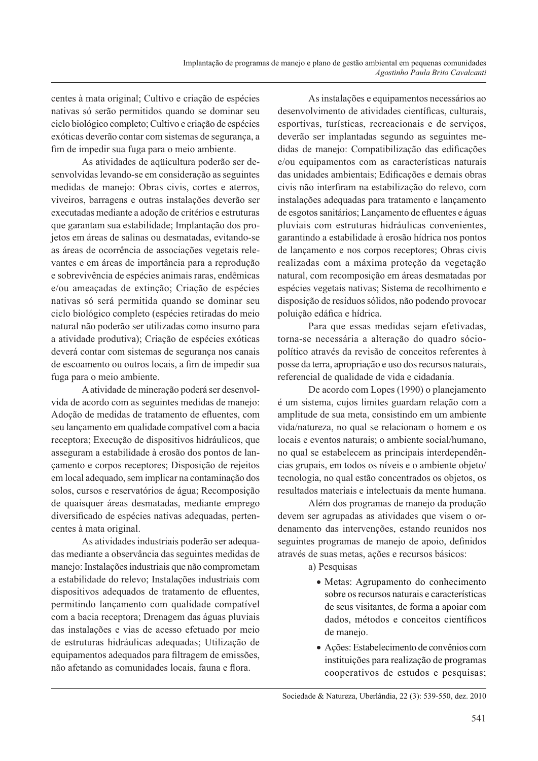centes à mata original; Cultivo e criação de espécies nativas só serão permitidos quando se dominar seu ciclo biológico completo; Cultivo e criação de espécies exóticas deverão contar com sistemas de segurança, a fim de impedir sua fuga para o meio ambiente.

As atividades de aqüicultura poderão ser desenvolvidas levando-se em consideração as seguintes medidas de manejo: Obras civis, cortes e aterros, viveiros, barragens e outras instalações deverão ser executadas mediante a adoção de critérios e estruturas que garantam sua estabilidade; Implantação dos projetos em áreas de salinas ou desmatadas, evitando-se as áreas de ocorrência de associações vegetais relevantes e em áreas de importância para a reprodução e sobrevivência de espécies animais raras, endêmicas e/ou ameaçadas de extinção; Criação de espécies nativas só será permitida quando se dominar seu ciclo biológico completo (espécies retiradas do meio natural não poderão ser utilizadas como insumo para a atividade produtiva); Criação de espécies exóticas deverá contar com sistemas de segurança nos canais de escoamento ou outros locais, a fim de impedir sua fuga para o meio ambiente.

A atividade de mineração poderá ser desenvolvida de acordo com as seguintes medidas de manejo: Adoção de medidas de tratamento de efluentes, com seu lançamento em qualidade compatível com a bacia receptora; Execução de dispositivos hidráulicos, que asseguram a estabilidade à erosão dos pontos de lançamento e corpos receptores; Disposição de rejeitos em local adequado, sem implicar na contaminação dos solos, cursos e reservatórios de água; Recomposição de quaisquer áreas desmatadas, mediante emprego diversificado de espécies nativas adequadas, pertencentes à mata original.

As atividades industriais poderão ser adequadas mediante a observância das seguintes medidas de manejo: Instalações industriais que não comprometam a estabilidade do relevo; Instalações industriais com dispositivos adequados de tratamento de efluentes, permitindo lançamento com qualidade compatível com a bacia receptora; Drenagem das águas pluviais das instalações e vias de acesso efetuado por meio de estruturas hidráulicas adequadas; Utilização de equipamentos adequados para filtragem de emissões, não afetando as comunidades locais, fauna e flora.

As instalações e equipamentos necessários ao desenvolvimento de atividades científicas, culturais, esportivas, turísticas, recreacionais e de serviços, deverão ser implantadas segundo as seguintes medidas de manejo: Compatibilização das edificações e/ou equipamentos com as características naturais das unidades ambientais; Edificações e demais obras civis não interfiram na estabilização do relevo, com instalações adequadas para tratamento e lançamento de esgotos sanitários; Lançamento de efluentes e águas pluviais com estruturas hidráulicas convenientes, garantindo a estabilidade à erosão hídrica nos pontos de lançamento e nos corpos receptores; Obras civis realizadas com a máxima proteção da vegetação natural, com recomposição em áreas desmatadas por espécies vegetais nativas; Sistema de recolhimento e disposição de resíduos sólidos, não podendo provocar poluição edáfica e hídrica.

Para que essas medidas sejam efetivadas, torna-se necessária a alteração do quadro sócio-político através da revisão de conceitos referentes à posse da terra, apropriação e uso dos recursos naturais, referencial de qualidade de vida e cidadania.

De acordo com Lopes (1990) o planejamento é um sistema, cujos limites guardam relação com a amplitude de sua meta, consistindo em um ambiente vida/natureza, no qual se relacionam o homem e os locais e eventos naturais; o ambiente social/humano, no qual se estabelecem as principais interdependências grupais, em todos os níveis e o ambiente objeto/tecnologia, no qual estão concentrados os objetos, os resultados materiais e intelectuais da mente humana.

Além dos programas de manejo da produção devem ser agrupadas as atividades que visem o ordenamento das intervenções, estando reunidos nos seguintes programas de manejo de apoio, definidos através de suas metas, ações e recursos básicos:

a) Pesquisas

- Metas: Agrupamento do conhecimento sobre os recursos naturais e características de seus visitantes, de forma a apoiar com dados, métodos e conceitos científicos de manejo.
- Ações: Estabelecimento de convênios com instituições para realização de programas cooperativos de estudos e pesquisas;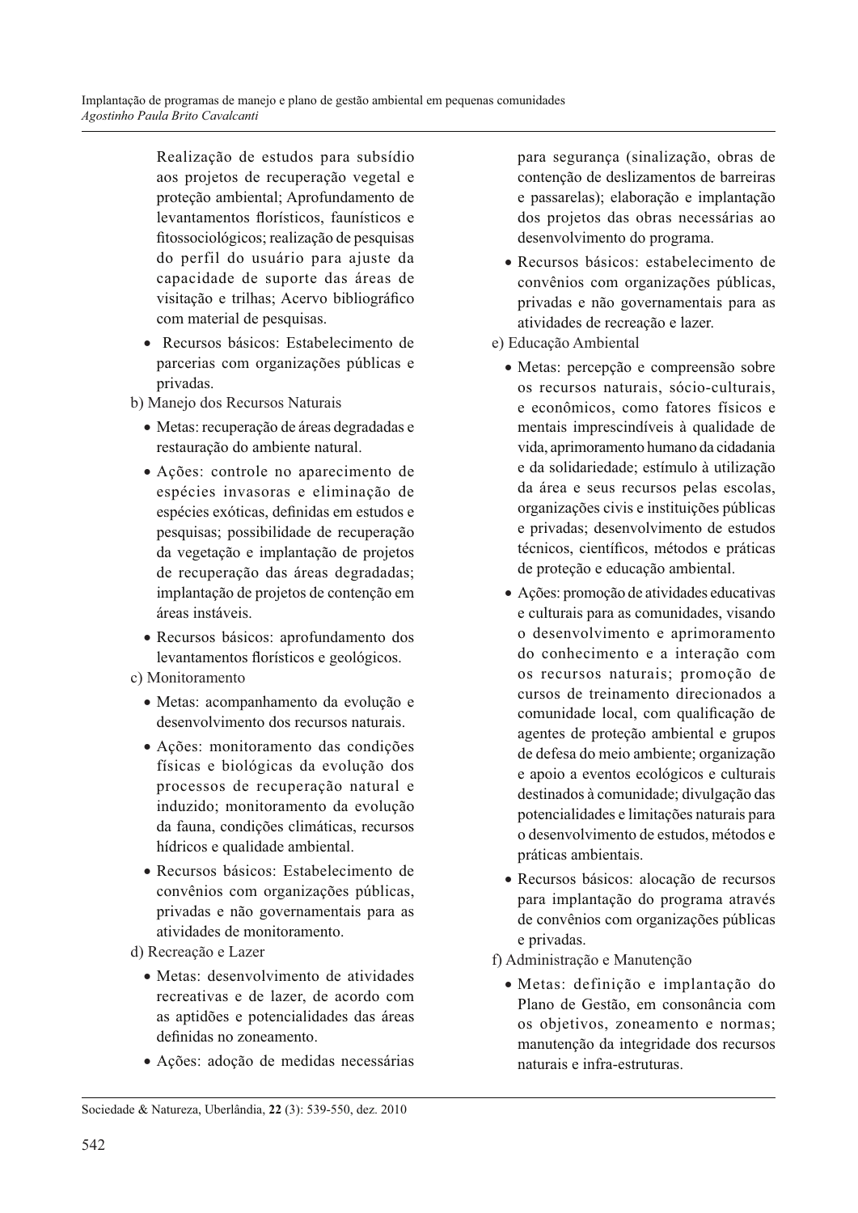Realização de estudos para subsídio aos projetos de recuperação vegetal e proteção ambiental; Aprofundamento de levantamentos florísticos, faunísticos e fitossociológicos; realização de pesquisas do perfil do usuário para ajuste da capacidade de suporte das áreas de visitação e trilhas; Acervo bibliográfico com material de pesquisas.

- Recursos básicos: Estabelecimento de parcerias com organizações públicas e privadas.

b) Manejo dos Recursos Naturais

- Metas: recuperação de áreas degradadas e restauração do ambiente natural.
- Ações: controle no aparecimento de espécies invasoras e eliminação de espécies exóticas, definidas em estudos e pesquisas; possibilidade de recuperação da vegetação e implantação de projetos de recuperação das áreas degradadas; implantação de projetos de contenção em áreas instáveis.
- Recursos básicos: aprofundamento dos levantamentos florísticos e geológicos.

c) Monitoramento

- Metas: acompanhamento da evolução e desenvolvimento dos recursos naturais.
- Ações: monitoramento das condições físicas e biológicas da evolução dos processos de recuperação natural e induzido; monitoramento da evolução da fauna, condições climáticas, recursos hídricos e qualidade ambiental.
- Recursos básicos: Estabelecimento de convênios com organizações públicas, privadas e não governamentais para as atividades de monitoramento.

d) Recreação e Lazer

- Metas: desenvolvimento de atividades recreativas e de lazer, de acordo com as aptidões e potencialidades das áreas definidas no zoneamento.
- Ações: adoção de medidas necessárias para segurança (sinalização, obras de contenção de deslizamentos de barreiras e passarelas); elaboração e implantação dos projetos das obras necessárias ao desenvolvimento do programa.
- Recursos básicos: estabelecimento de convênios com organizações públicas, privadas e não governamentais para as atividades de recreação e lazer.

e) Educação Ambiental

- Metas: percepção e compreensão sobre os recursos naturais, sócio-culturais, e econômicos, como fatores físicos e mentais imprescindíveis à qualidade de vida, aprimoramento humano da cidadania e da solidariedade; estímulo à utilização da área e seus recursos pelas escolas, organizações civis e instituições públicas e privadas; desenvolvimento de estudos técnicos, científicos, métodos e práticas de proteção e educação ambiental.
- Ações: promoção de atividades educativas e culturais para as comunidades, visando o desenvolvimento e aprimoramento do conhecimento e a interação com os recursos naturais; promoção de cursos de treinamento direcionados a comunidade local, com qualificação de agentes de proteção ambiental e grupos de defesa do meio ambiente; organização e apoio a eventos ecológicos e culturais destinados à comunidade; divulgação das potencialidades e limitações naturais para o desenvolvimento de estudos, métodos e práticas ambientais.
- Recursos básicos: alocação de recursos para implantação do programa através de convênios com organizações públicas e privadas.

f) Administração e Manutenção

- Metas: definição e implantação do Plano de Gestão, em consonância com os objetivos, zoneamento e normas; manutenção da integridade dos recursos naturais e infra-estruturas.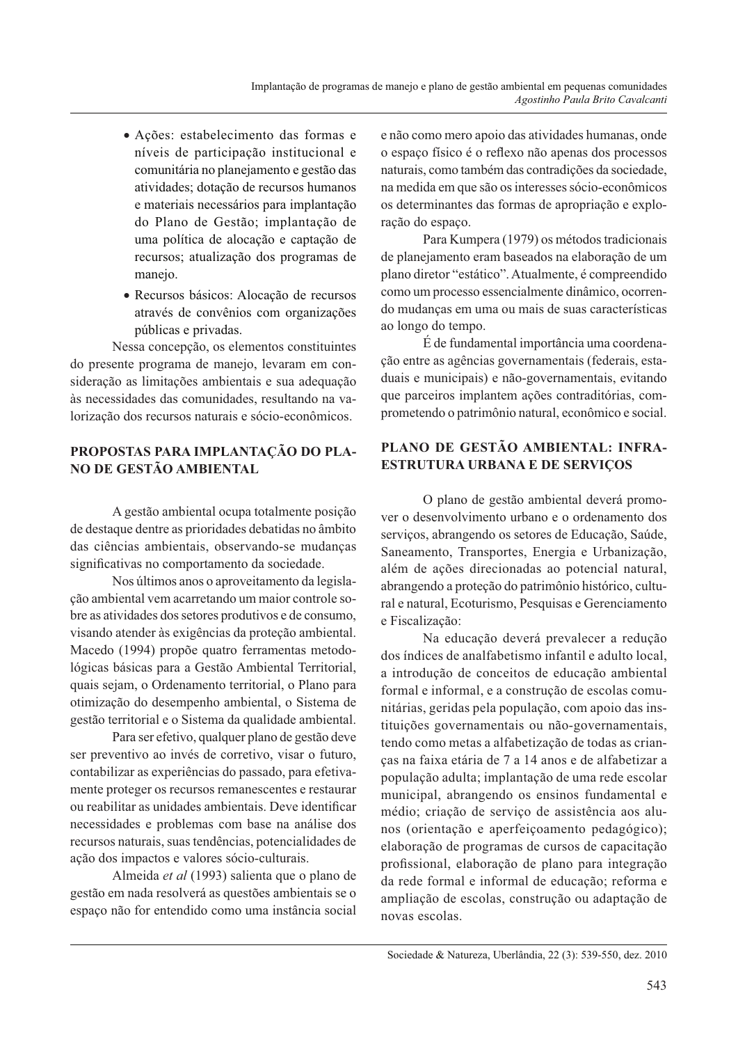- Ações: estabelecimento das formas e níveis de participação institucional e comunitária no planejamento e gestão das atividades; dotação de recursos humanos e materiais necessários para implantação do Plano de Gestão; implantação de uma política de alocação e captação de recursos; atualização dos programas de manejo.
- Recursos básicos: Alocação de recursos através de convênios com organizações públicas e privadas.

Nessa concepção, os elementos constituintes do presente programa de manejo, levaram em consideração as limitações ambientais e sua adequação às necessidades das comunidades, resultando na valorização dos recursos naturais e sócio-econômicos.

## PROPOSTAS PARA IMPLANTAÇÃO DO PLANO DE GESTÃO AMBIENTAL

A gestão ambiental ocupa totalmente posição de destaque dentre as prioridades debatidas no âmbito das ciências ambientais, observando-se mudanças significativas no comportamento da sociedade.

Nos últimos anos o aproveitamento da legislação ambiental vem acarretando um maior controle sobre as atividades dos setores produtivos e de consumo, visando atender às exigências da proteção ambiental. Macedo (1994) propõe quatro ferramentas metodológicas básicas para a Gestão Ambiental Territorial, quais sejam, o Ordenamento territorial, o Plano para otimização do desempenho ambiental, o Sistema de gestão territorial e o Sistema da qualidade ambiental.

Para ser efetivo, qualquer plano de gestão deve ser preventivo ao invés de corretivo, visar o futuro, contabilizar as experiências do passado, para efetivamente proteger os recursos remanescentes e restaurar ou reabilitar as unidades ambientais. Deve identificar necessidades e problemas com base na análise dos recursos naturais, suas tendências, potencialidades de ação dos impactos e valores sócio-culturais.

Almeida *et al* (1993) salienta que o plano de gestão em nada resolverá as questões ambientais se o espaço não for entendido como uma instância social e não como mero apoio das atividades humanas, onde o espaço físico é o reflexo não apenas dos processos naturais, como também das contradições da sociedade, na medida em que são os interesses sócio-econômicos os determinantes das formas de apropriação e exploração do espaço.

Para Kumpera (1979) os métodos tradicionais de planejamento eram baseados na elaboração de um plano diretor "estático". Atualmente, é compreendido como um processo essencialmente dinâmico, ocorrendo mudanças em uma ou mais de suas características ao longo do tempo.

É de fundamental importância uma coordenação entre as agências governamentais (federais, estaduais e municipais) e não-governamentais, evitando que parceiros implantem ações contraditórias, comprometendo o patrimônio natural, econômico e social.

## PLANO DE GESTÃO AMBIENTAL: INFRA-ESTRUTURA URBANA E DE SERVIÇOS

O plano de gestão ambiental deverá promover o desenvolvimento urbano e o ordenamento dos serviços, abrangendo os setores de Educação, Saúde, Saneamento, Transportes, Energia e Urbanização, além de ações direcionadas ao potencial natural, abrangendo a proteção do patrimônio histórico, cultural e natural, Ecoturismo, Pesquisas e Gerenciamento e Fiscalização:

Na educação deverá prevalecer a redução dos índices de analfabetismo infantil e adulto local, a introdução de conceitos de educação ambiental formal e informal, e a construção de escolas comunitárias, geridas pela população, com apoio das instituições governamentais ou não-governamentais, tendo como metas a alfabetização de todas as crianças na faixa etária de 7 a 14 anos e de alfabetizar a população adulta; implantação de uma rede escolar municipal, abrangendo os ensinos fundamental e médio; criação de serviço de assistência aos alunos (orientação e aperfeiçoamento pedagógico); elaboração de programas de cursos de capacitação profissional, elaboração de plano para integração da rede formal e informal de educação; reforma e ampliação de escolas, construção ou adaptação de novas escolas.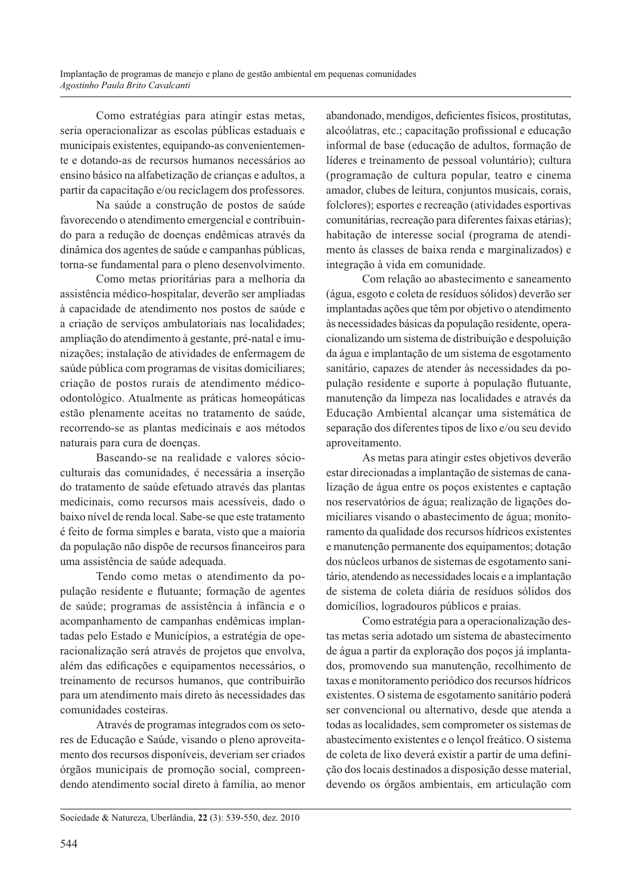Como estratégias para atingir estas metas, seria operacionalizar as escolas públicas estaduais e municipais existentes, equipando-as convenientemente e dotando-as de recursos humanos necessários ao ensino básico na alfabetização de crianças e adultos, a partir da capacitação e/ou reciclagem dos professores.

Na saúde a construção de postos de saúde favorecendo o atendimento emergencial e contribuindo para a redução de doenças endêmicas através da dinâmica dos agentes de saúde e campanhas públicas, torna-se fundamental para o pleno desenvolvimento.

Como metas prioritárias para a melhoria da assistência médico-hospitalar, deverão ser ampliadas à capacidade de atendimento nos postos de saúde e a criação de serviços ambulatoriais nas localidades; ampliação do atendimento à gestante, pré-natal e imunizações; instalação de atividades de enfermagem de saúde pública com programas de visitas domiciliares; criação de postos rurais de atendimento médico-odontológico. Atualmente as práticas homeopáticas estão plenamente aceitas no tratamento de saúde, recorrendo-se as plantas medicinais e aos métodos naturais para cura de doenças.

Baseando-se na realidade e valores sócio-culturais das comunidades, é necessária a inserção do tratamento de saúde efetuado através das plantas medicinais, como recursos mais acessíveis, dado o baixo nível de renda local. Sabe-se que este tratamento é feito de forma simples e barata, visto que a maioria da população não dispõe de recursos financeiros para uma assistência de saúde adequada.

Tendo como metas o atendimento da população residente e flutuante; formação de agentes de saúde; programas de assistência à infância e o acompanhamento de campanhas endêmicas implantadas pelo Estado e Municípios, a estratégia de operacionalização será através de projetos que envolva, além das edificações e equipamentos necessários, o treinamento de recursos humanos, que contribuirão para um atendimento mais direto às necessidades das comunidades costeiras.

Através de programas integrados com os setores de Educação e Saúde, visando o pleno aproveitamento dos recursos disponíveis, deveriam ser criados órgãos municipais de promoção social, compreendendo atendimento social direto à família, ao menor abandonado, mendigos, deficientes físicos, prostitutas, alcoólatras, etc.; capacitação profissional e educação informal de base (educação de adultos, formação de líderes e treinamento de pessoal voluntário); cultura (programação de cultura popular, teatro e cinema amador, clubes de leitura, conjuntos musicais, corais, folclores); esportes e recreação (atividades esportivas comunitárias, recreação para diferentes faixas etárias); habitação de interesse social (programa de atendimento às classes de baixa renda e marginalizados) e integração à vida em comunidade.

Com relação ao abastecimento e saneamento (água, esgoto e coleta de resíduos sólidos) deverão ser implantadas ações que têm por objetivo o atendimento às necessidades básicas da população residente, operacionalizando um sistema de distribuição e despoluição da água e implantação de um sistema de esgotamento sanitário, capazes de atender às necessidades da população residente e suporte à população flutuante, manutenção da limpeza nas localidades e através da Educação Ambiental alcançar uma sistemática de separação dos diferentes tipos de lixo e/ou seu devido aproveitamento.

As metas para atingir estes objetivos deverão estar direcionadas a implantação de sistemas de canalização de água entre os poços existentes e captação nos reservatórios de água; realização de ligações domiciliares visando o abastecimento de água; monitoramento da qualidade dos recursos hídricos existentes e manutenção permanente dos equipamentos; dotação dos núcleos urbanos de sistemas de esgotamento sanitário, atendendo as necessidades locais e a implantação de sistema de coleta diária de resíduos sólidos dos domicílios, logradouros públicos e praias.

Como estratégia para a operacionalização destas metas seria adotado um sistema de abastecimento de água a partir da exploração dos poços já implantados, promovendo sua manutenção, recolhimento de taxas e monitoramento periódico dos recursos hídricos existentes. O sistema de esgotamento sanitário poderá ser convencional ou alternativo, desde que atenda a todas as localidades, sem comprometer os sistemas de abastecimento existentes e o lençol freático. O sistema de coleta de lixo deverá existir a partir de uma definição dos locais destinados a disposição desse material, devendo os órgãos ambientais, em articulação com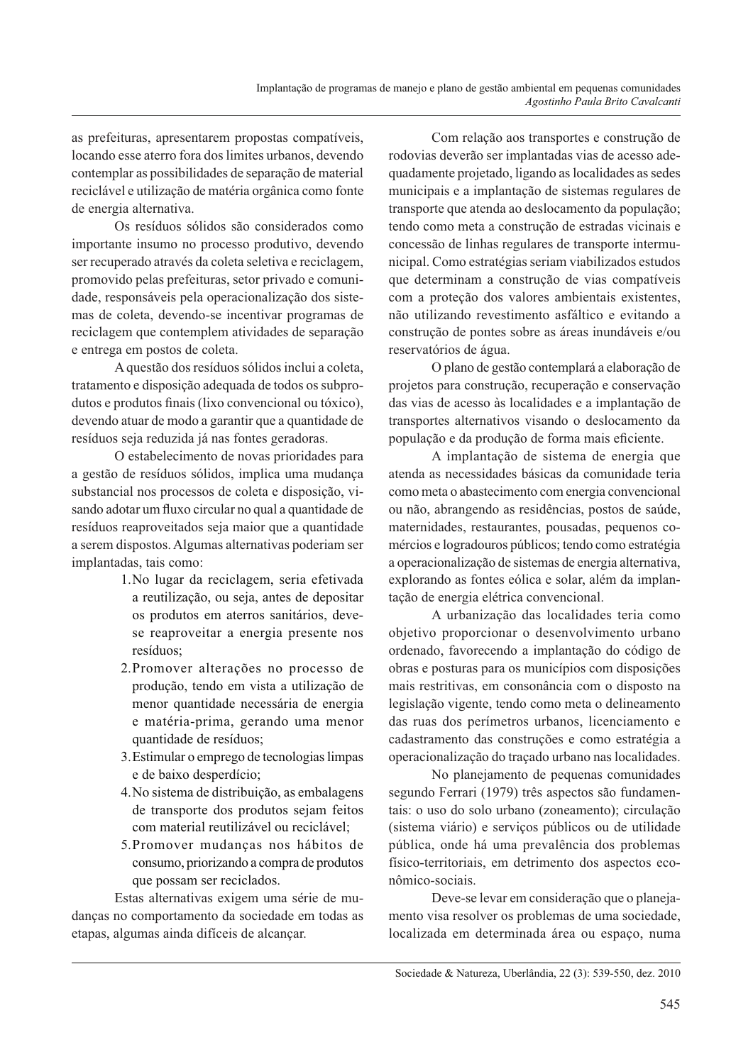as prefeituras, apresentarem propostas compatíveis, locando esse aterro fora dos limites urbanos, devendo contemplar as possibilidades de separação de material reciclável e utilização de matéria orgânica como fonte de energia alternativa.

Os resíduos sólidos são considerados como importante insumo no processo produtivo, devendo ser recuperado através da coleta seletiva e reciclagem, promovido pelas prefeituras, setor privado e comunidade, responsáveis pela operacionalização dos sistemas de coleta, devendo-se incentivar programas de reciclagem que contemplem atividades de separação e entrega em postos de coleta.

A questão dos resíduos sólidos inclui a coleta, tratamento e disposição adequada de todos os subprodutos e produtos finais (lixo convencional ou tóxico), devendo atuar de modo a garantir que a quantidade de resíduos seja reduzida já nas fontes geradoras.

O estabelecimento de novas prioridades para a gestão de resíduos sólidos, implica uma mudança substancial nos processos de coleta e disposição, visando adotar um fluxo circular no qual a quantidade de resíduos reaproveitados seja maior que a quantidade a serem dispostos. Algumas alternativas poderiam ser implantadas, tais como:

1. No lugar da reciclagem, seria efetivada a reutilização, ou seja, antes de depositar os produtos em aterros sanitários, deve-se reaproveitar a energia presente nos resíduos;
2. Promover alterações no processo de produção, tendo em vista a utilização de menor quantidade necessária de energia e matéria-prima, gerando uma menor quantidade de resíduos;
3. Estimular o emprego de tecnologias limpas e de baixo desperdício;
4. No sistema de distribuição, as embalagens de transporte dos produtos sejam feitos com material reutilizável ou reciclável;
5. Promover mudanças nos hábitos de consumo, priorizando a compra de produtos que possam ser reciclados.

Estas alternativas exigem uma série de mudanças no comportamento da sociedade em todas as etapas, algumas ainda difíceis de alcançar.

Com relação aos transportes e construção de rodovias deverão ser implantadas vias de acesso adequadamente projetado, ligando as localidades as sedes municipais e a implantação de sistemas regulares de transporte que atenda ao deslocamento da população; tendo como meta a construção de estradas vicinais e concessão de linhas regulares de transporte intermunicipal. Como estratégias seriam viabilizados estudos que determinam a construção de vias compatíveis com a proteção dos valores ambientais existentes, não utilizando revestimento asfáltico e evitando a construção de pontes sobre as áreas inundáveis e/ou reservatórios de água.

O plano de gestão contemplará a elaboração de projetos para construção, recuperação e conservação das vias de acesso às localidades e a implantação de transportes alternativos visando o deslocamento da população e da produção de forma mais eficiente.

A implantação de sistema de energia que atenda as necessidades básicas da comunidade teria como meta o abastecimento com energia convencional ou não, abrangendo as residências, postos de saúde, maternidades, restaurantes, pousadas, pequenos comércios e logradouros públicos; tendo como estratégia a operacionalização de sistemas de energia alternativa, explorando as fontes eólica e solar, além da implantação de energia elétrica convencional.

A urbanização das localidades teria como objetivo proporcionar o desenvolvimento urbano ordenado, favorecendo a implantação do código de obras e posturas para os municípios com disposições mais restritivas, em consonância com o disposto na legislação vigente, tendo como meta o delineamento das ruas dos perímetros urbanos, licenciamento e cadastramento das construções e como estratégia a operacionalização do traçado urbano nas localidades.

No planejamento de pequenas comunidades segundo Ferrari (1979) três aspectos são fundamentais: o uso do solo urbano (zoneamento); circulação (sistema viário) e serviços públicos ou de utilidade pública, onde há uma prevalência dos problemas físico-territoriais, em detrimento dos aspectos econômico-sociais.

Deve-se levar em consideração que o planejamento visa resolver os problemas de uma sociedade, localizada em determinada área ou espaço, numa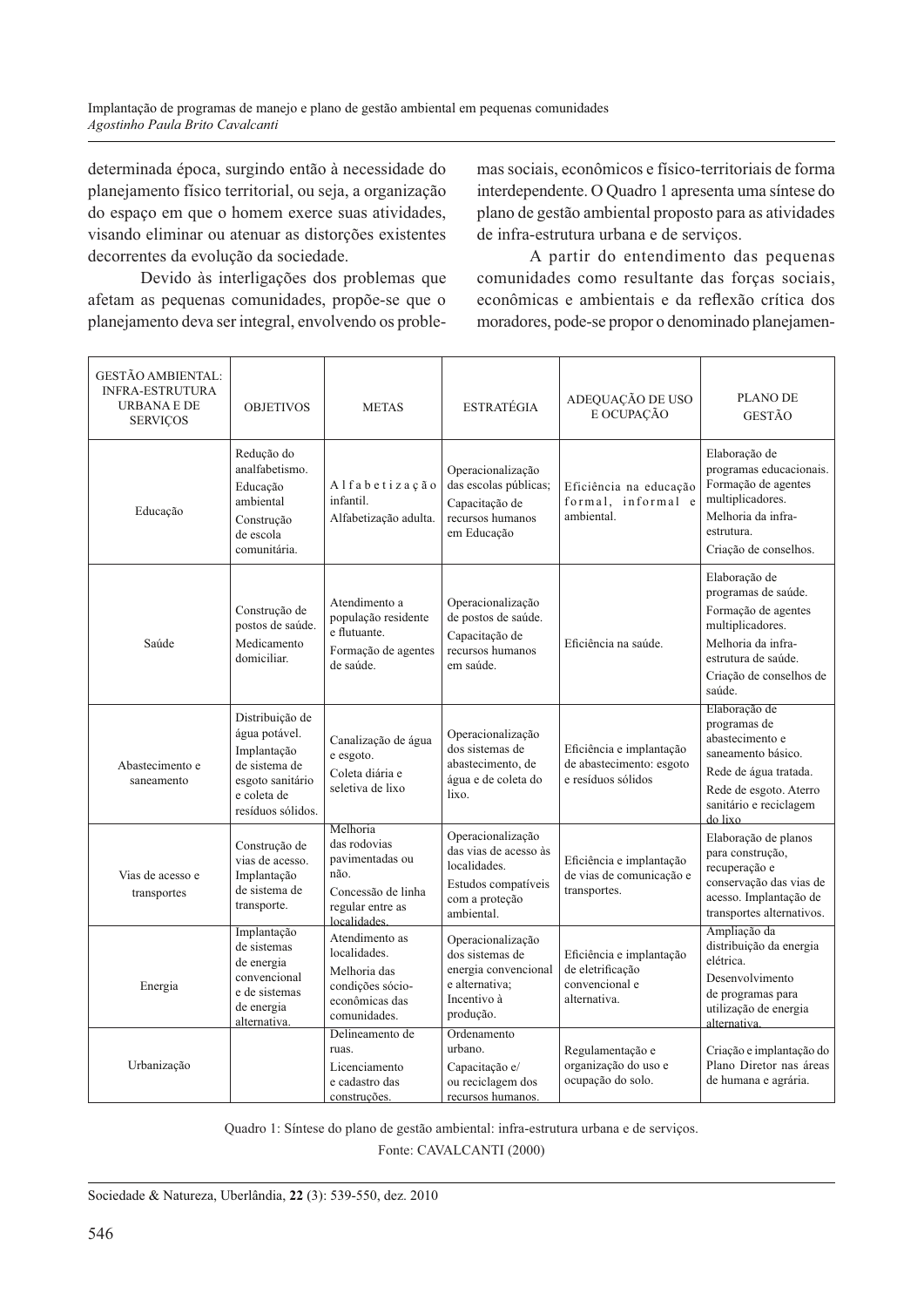determinada época, surgindo então à necessidade do planejamento físico territorial, ou seja, a organização do espaço em que o homem exerce suas atividades, visando eliminar ou atenuar as distorções existentes decorrentes da evolução da sociedade.

Devido às interligações dos problemas que afetam as pequenas comunidades, propõe-se que o planejamento deva ser integral, envolvendo os problemas sociais, econômicos e físico-territoriais de forma interdependente. O Quadro 1 apresenta uma síntese do plano de gestão ambiental proposto para as atividades de infra-estrutura urbana e de serviços.

A partir do entendimento das pequenas comunidades como resultante das forças sociais, econômicas e ambientais e da reflexão crítica dos moradores, pode-se propor o denominado planejamen-

| GESTÃO AMBIENTAL: INFRA-ESTRUTURA URBANA E DE SERVIÇOS | OBJETIVOS | METAS | ESTRATÉGIA | ADEQUAÇÃO DE USO E OCUPAÇÃO | PLANO DE GESTÃO |
|---|---|---|---|---|---|
| Educação | Redução do analfabetismo. Educação ambiental Construção de escola comunitária. | Alfabetização infantil. Alfabetização adulta. | Operacionalização das escolas públicas; Capacitação de recursos humanos em Educação | Eficiência na educação formal, informal e ambiental. | Elaboração de programas educacionais. Formação de agentes multiplicadores. Melhoria da infra-estrutura. Criação de conselhos. |
| Saúde | Construção de postos de saúde. Medicamento domiciliar. | Atendimento a população residente e flutuante. Formação de agentes de saúde. | Operacionalização de postos de saúde. Capacitação de recursos humanos em saúde. | Eficiência na saúde. | Elaboração de programas de saúde. Formação de agentes multiplicadores. Melhoria da infra-estrutura de saúde. Criação de conselhos de saúde. |
| Abastecimento e saneamento | Distribuição de água potável. Implantação de sistema de esgoto sanitário e coleta de resíduos sólidos. | Canalização de água e esgoto. Coleta diária e seletiva de lixo | Operacionalização dos sistemas de abastecimento, de água e de coleta do lixo. | Eficiência e implantação de abastecimento: esgoto e resíduos sólidos | Elaboração de programas de abastecimento e saneamento básico. Rede de água tratada. Rede de esgoto. Aterro sanitário e reciclagem do lixo |
| Vias de acesso e transportes | Construção de vias de acesso. Implantação de sistema de transporte. | Melhoria das rodovias pavimentadas ou não. Concessão de linha regular entre as localidades. | Operacionalização das vias de acesso às localidades. Estudos compatíveis com a proteção ambiental. | Eficiência e implantação de vias de comunicação e transportes. | Elaboração de planos para construção, recuperação e conservação das vias de acesso. Implantação de transportes alternativos. |
| Energia | Implantação de sistemas de energia convencional e de sistemas de energia alternativa. | Atendimento as localidades. Melhoria das condições sócio-econômicas das comunidades. | Operacionalização dos sistemas de energia convencional e alternativa; Incentivo à produção. | Eficiência e implantação de eletrificação convencional e alternativa. | Ampliação da distribuição da energia elétrica. Desenvolvimento de programas para utilização de energia alternativa. |
| Urbanização | | Delineamento de ruas. Licenciamento e cadastro das construções. | Ordenamento urbano. Capacitação e/ ou reciclagem dos recursos humanos. | Regulamentação e organização do uso e ocupação do solo. | Criação e implantação do Plano Diretor nas áreas de humana e agrária. |

Quadro 1: Síntese do plano de gestão ambiental: infra-estrutura urbana e de serviços.

Fonte: CAVALCANTI (2000)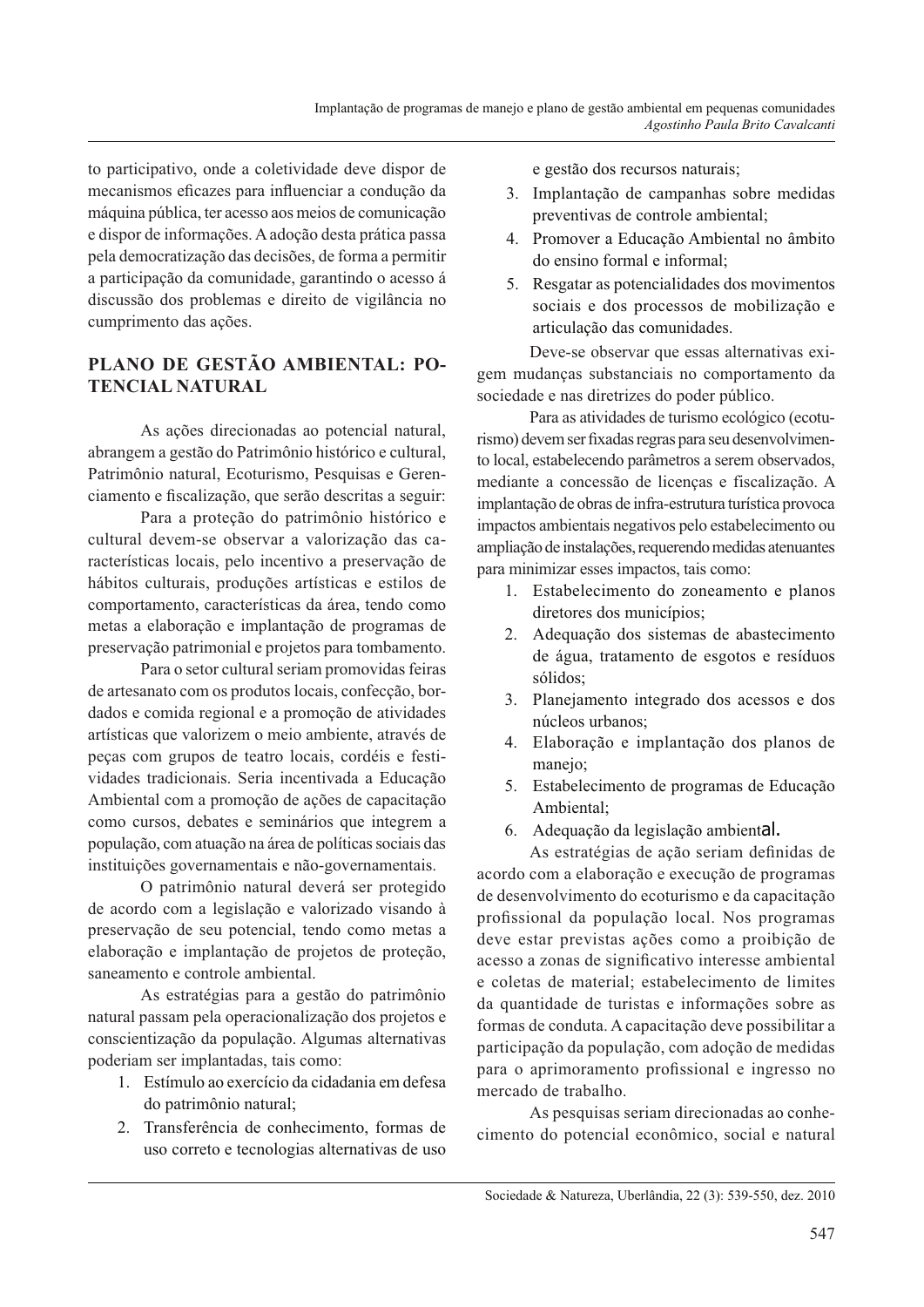to participativo, onde a coletividade deve dispor de mecanismos eficazes para influenciar a condução da máquina pública, ter acesso aos meios de comunicação e dispor de informações. A adoção desta prática passa pela democratização das decisões, de forma a permitir a participação da comunidade, garantindo o acesso á discussão dos problemas e direito de vigilância no cumprimento das ações.

## PLANO DE GESTÃO AMBIENTAL: POTENCIAL NATURAL

As ações direcionadas ao potencial natural, abrangem a gestão do Patrimônio histórico e cultural, Patrimônio natural, Ecoturismo, Pesquisas e Gerenciamento e fiscalização, que serão descritas a seguir:

Para a proteção do patrimônio histórico e cultural devem-se observar a valorização das características locais, pelo incentivo a preservação de hábitos culturais, produções artísticas e estilos de comportamento, características da área, tendo como metas a elaboração e implantação de programas de preservação patrimonial e projetos para tombamento.

Para o setor cultural seriam promovidas feiras de artesanato com os produtos locais, confecção, bordados e comida regional e a promoção de atividades artísticas que valorizem o meio ambiente, através de peças com grupos de teatro locais, cordéis e festividades tradicionais. Seria incentivada a Educação Ambiental com a promoção de ações de capacitação como cursos, debates e seminários que integrem a população, com atuação na área de políticas sociais das instituições governamentais e não-governamentais.

O patrimônio natural deverá ser protegido de acordo com a legislação e valorizado visando à preservação de seu potencial, tendo como metas a elaboração e implantação de projetos de proteção, saneamento e controle ambiental.

As estratégias para a gestão do patrimônio natural passam pela operacionalização dos projetos e conscientização da população. Algumas alternativas poderiam ser implantadas, tais como:

1. Estímulo ao exercício da cidadania em defesa do patrimônio natural;
2. Transferência de conhecimento, formas de uso correto e tecnologias alternativas de uso e gestão dos recursos naturais;
3. Implantação de campanhas sobre medidas preventivas de controle ambiental;
4. Promover a Educação Ambiental no âmbito do ensino formal e informal;
5. Resgatar as potencialidades dos movimentos sociais e dos processos de mobilização e articulação das comunidades.

Deve-se observar que essas alternativas exigem mudanças substanciais no comportamento da sociedade e nas diretrizes do poder público.

Para as atividades de turismo ecológico (ecoturismo) devem ser fixadas regras para seu desenvolvimento local, estabelecendo parâmetros a serem observados, mediante a concessão de licenças e fiscalização. A implantação de obras de infra-estrutura turística provoca impactos ambientais negativos pelo estabelecimento ou ampliação de instalações, requerendo medidas atenuantes para minimizar esses impactos, tais como:

1. Estabelecimento do zoneamento e planos diretores dos municípios;
2. Adequação dos sistemas de abastecimento de água, tratamento de esgotos e resíduos sólidos;
3. Planejamento integrado dos acessos e dos núcleos urbanos;
4. Elaboração e implantação dos planos de manejo;
5. Estabelecimento de programas de Educação Ambiental;
6. Adequação da legislação ambiental.

As estratégias de ação seriam definidas de acordo com a elaboração e execução de programas de desenvolvimento do ecoturismo e da capacitação profissional da população local. Nos programas deve estar previstas ações como a proibição de acesso a zonas de significativo interesse ambiental e coletas de material; estabelecimento de limites da quantidade de turistas e informações sobre as formas de conduta. A capacitação deve possibilitar a participação da população, com adoção de medidas para o aprimoramento profissional e ingresso no mercado de trabalho.

As pesquisas seriam direcionadas ao conhecimento do potencial econômico, social e natural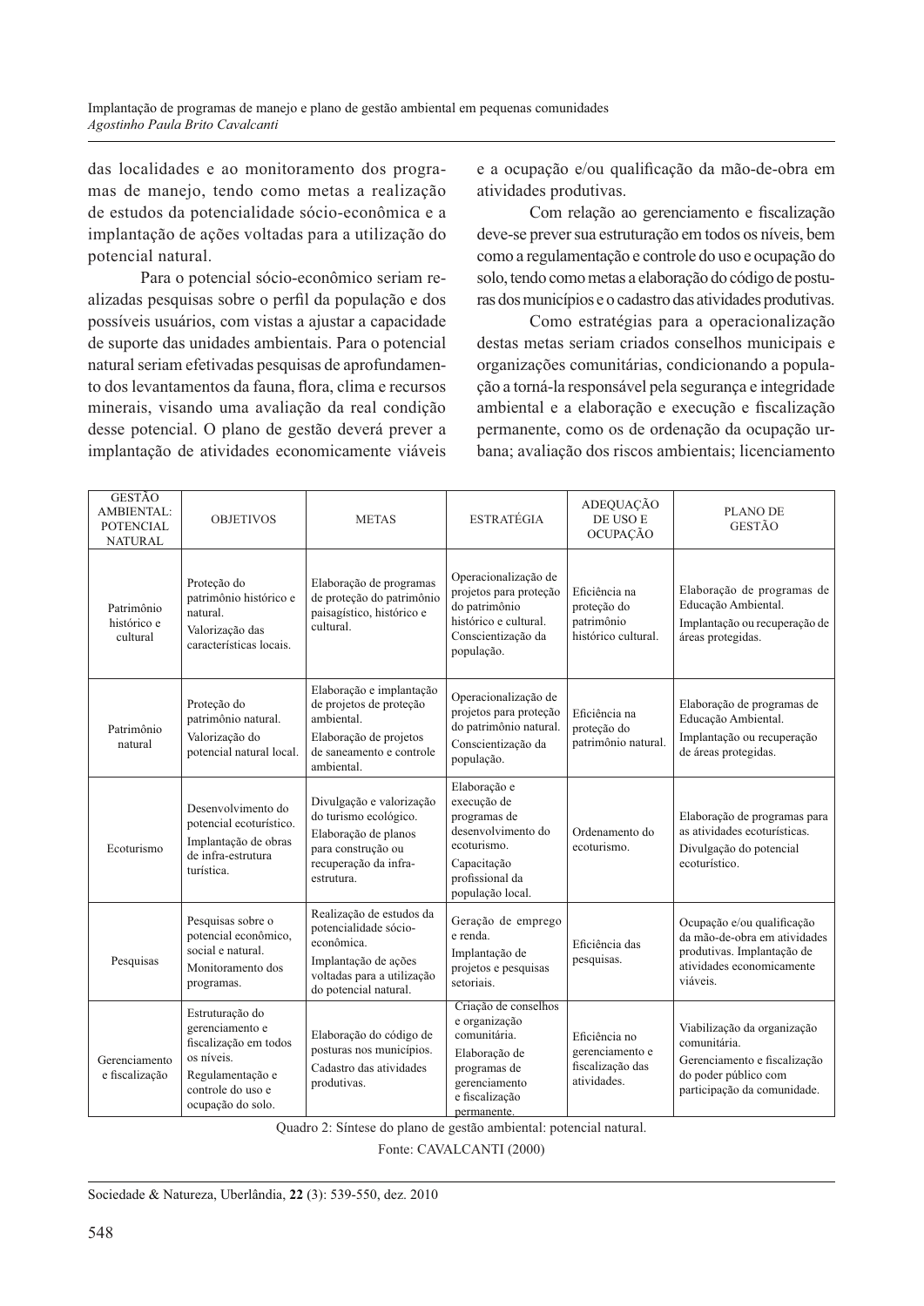das localidades e ao monitoramento dos programas de manejo, tendo como metas a realização de estudos da potencialidade sócio-econômica e a implantação de ações voltadas para a utilização do potencial natural.

Para o potencial sócio-econômico seriam realizadas pesquisas sobre o perfil da população e dos possíveis usuários, com vistas a ajustar a capacidade de suporte das unidades ambientais. Para o potencial natural seriam efetivadas pesquisas de aprofundamento dos levantamentos da fauna, flora, clima e recursos minerais, visando uma avaliação da real condição desse potencial. O plano de gestão deverá prever a implantação de atividades economicamente viáveis e a ocupação e/ou qualificação da mão-de-obra em atividades produtivas.

Com relação ao gerenciamento e fiscalização deve-se prever sua estruturação em todos os níveis, bem como a regulamentação e controle do uso e ocupação do solo, tendo como metas a elaboração do código de posturas dos municípios e o cadastro das atividades produtivas.

Como estratégias para a operacionalização destas metas seriam criados conselhos municipais e organizações comunitárias, condicionando a população a torná-la responsável pela segurança e integridade ambiental e a elaboração e execução e fiscalização permanente, como os de ordenação da ocupação urbana; avaliação dos riscos ambientais; licenciamento

| GESTÃO AMBIENTAL: POTENCIAL NATURAL | OBJETIVOS | METAS | ESTRATÉGIA | ADEQUAÇÃO DE USO E OCUPAÇÃO | PLANO DE GESTÃO |
|---|---|---|---|---|---|
| Patrimônio histórico e cultural | Proteção do patrimônio histórico e natural. Valorização das características locais. | Elaboração de programas de proteção do patrimônio paisagístico, histórico e cultural. | Operacionalização de projetos para proteção do patrimônio histórico e cultural. Conscientização da população. | Eficiência na proteção do patrimônio histórico cultural. | Elaboração de programas de Educação Ambiental. Implantação ou recuperação de áreas protegidas. |
| Patrimônio natural | Proteção do patrimônio natural. Valorização do potencial natural local. | Elaboração e implantação de projetos de proteção ambiental. Elaboração de projetos de saneamento e controle ambiental. | Operacionalização de projetos para proteção do patrimônio natural. Conscientização da população. | Eficiência na proteção do patrimônio natural. | Elaboração de programas de Educação Ambiental. Implantação ou recuperação de áreas protegidas. |
| Ecoturismo | Desenvolvimento do potencial ecoturístico. Implantação de obras de infra-estrutura turística. | Divulgação e valorização do turismo ecológico. Elaboração de planos para construção ou recuperação da infra-estrutura. | Elaboração e execução de programas de desenvolvimento do ecoturismo. Capacitação profissional da população local. | Ordenamento do ecoturismo. | Elaboração de programas para as atividades ecoturísticas. Divulgação do potencial ecoturístico. |
| Pesquisas | Pesquisas sobre o potencial econômico, social e natural. Monitoramento dos programas. | Realização de estudos da potencialidade sócio-econômica. Implantação de ações voltadas para a utilização do potencial natural. | Geração de emprego e renda. Implantação de projetos e pesquisas setoriais. | Eficiência das pesquisas. | Ocupação e/ou qualificação da mão-de-obra em atividades produtivas. Implantação de atividades economicamente viáveis. |
| Gerenciamento e fiscalização | Estruturação do gerenciamento e fiscalização em todos os níveis. Regulamentação e controle do uso e ocupação do solo. | Elaboração do código de posturas nos municípios. Cadastro das atividades produtivas. | Criação de conselhos e organização comunitária. Elaboração de programas de gerenciamento e fiscalização permanente. | Eficiência no gerenciamento e fiscalização das atividades. | Viabilização da organização comunitária. Gerenciamento e fiscalização do poder público com participação da comunidade. |

Quadro 2: Síntese do plano de gestão ambiental: potencial natural.

Fonte: CAVALCANTI (2000)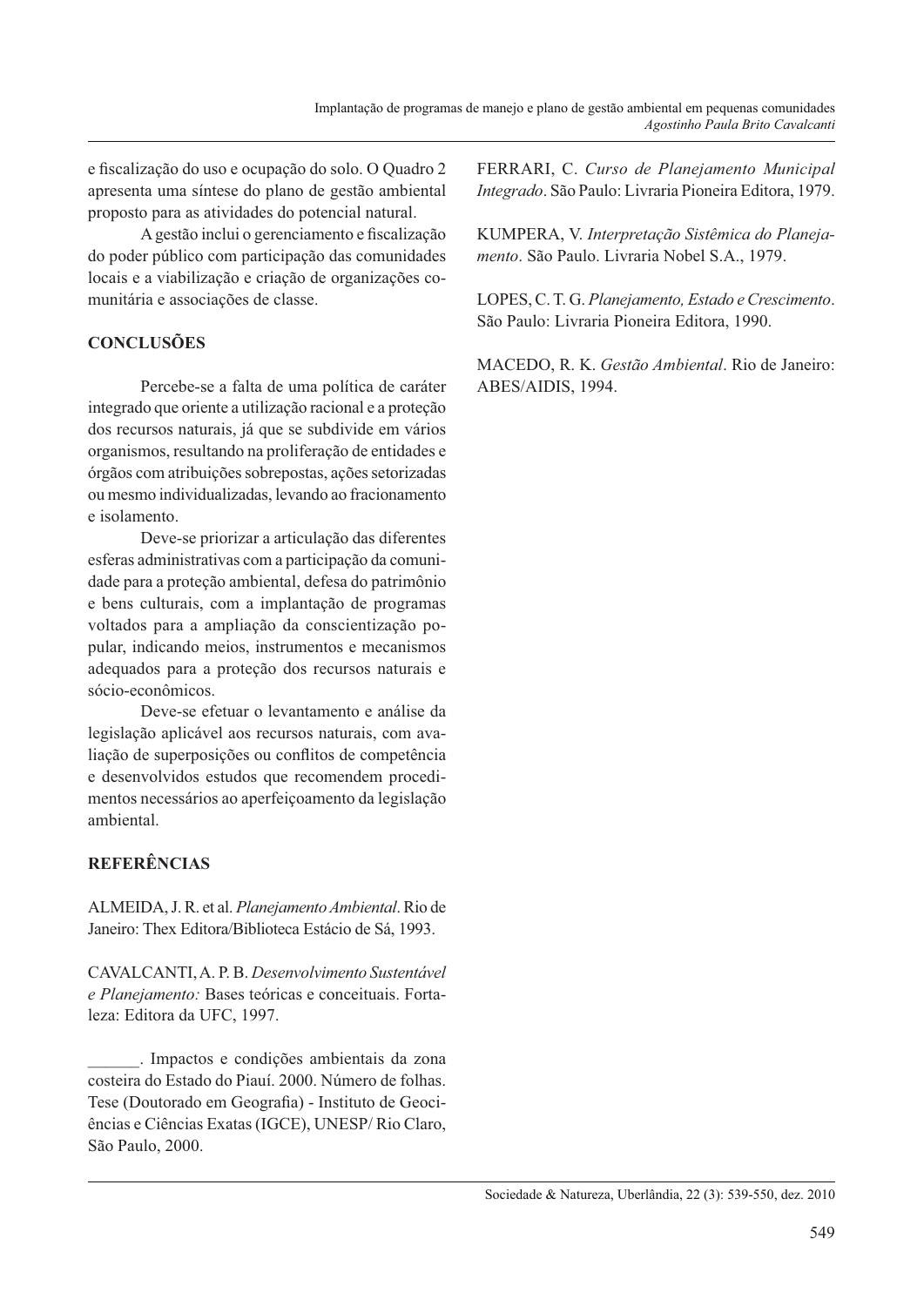e fiscalização do uso e ocupação do solo. O Quadro 2 apresenta uma síntese do plano de gestão ambiental proposto para as atividades do potencial natural.

A gestão inclui o gerenciamento e fiscalização do poder público com participação das comunidades locais e a viabilização e criação de organizações comunitária e associações de classe.

## CONCLUSÕES

Percebe-se a falta de uma política de caráter integrado que oriente a utilização racional e a proteção dos recursos naturais, já que se subdivide em vários organismos, resultando na proliferação de entidades e órgãos com atribuições sobrepostas, ações setorizadas ou mesmo individualizadas, levando ao fracionamento e isolamento.

Deve-se priorizar a articulação das diferentes esferas administrativas com a participação da comunidade para a proteção ambiental, defesa do patrimônio e bens culturais, com a implantação de programas voltados para a ampliação da conscientização popular, indicando meios, instrumentos e mecanismos adequados para a proteção dos recursos naturais e sócio-econômicos.

Deve-se efetuar o levantamento e análise da legislação aplicável aos recursos naturais, com avaliação de superposições ou conflitos de competência e desenvolvidos estudos que recomendem procedimentos necessários ao aperfeiçoamento da legislação ambiental.

## REFERÊNCIAS

ALMEIDA, J. R. et al. *Planejamento Ambiental*. Rio de Janeiro: Thex Editora/Biblioteca Estácio de Sá, 1993.

CAVALCANTI, A. P. B. *Desenvolvimento Sustentável e Planejamento:* Bases teóricas e conceituais. Fortaleza: Editora da UFC, 1997.

______. Impactos e condições ambientais da zona costeira do Estado do Piauí. 2000. Número de folhas. Tese (Doutorado em Geografia) - Instituto de Geociências e Ciências Exatas (IGCE), UNESP/ Rio Claro, São Paulo, 2000.

FERRARI, C. *Curso de Planejamento Municipal Integrado*. São Paulo: Livraria Pioneira Editora, 1979.

KUMPERA, V. *Interpretação Sistêmica do Planejamento*. São Paulo. Livraria Nobel S.A., 1979.

LOPES, C. T. G. *Planejamento, Estado e Crescimento*. São Paulo: Livraria Pioneira Editora, 1990.

MACEDO, R. K. *Gestão Ambiental*. Rio de Janeiro: ABES/AIDIS, 1994.